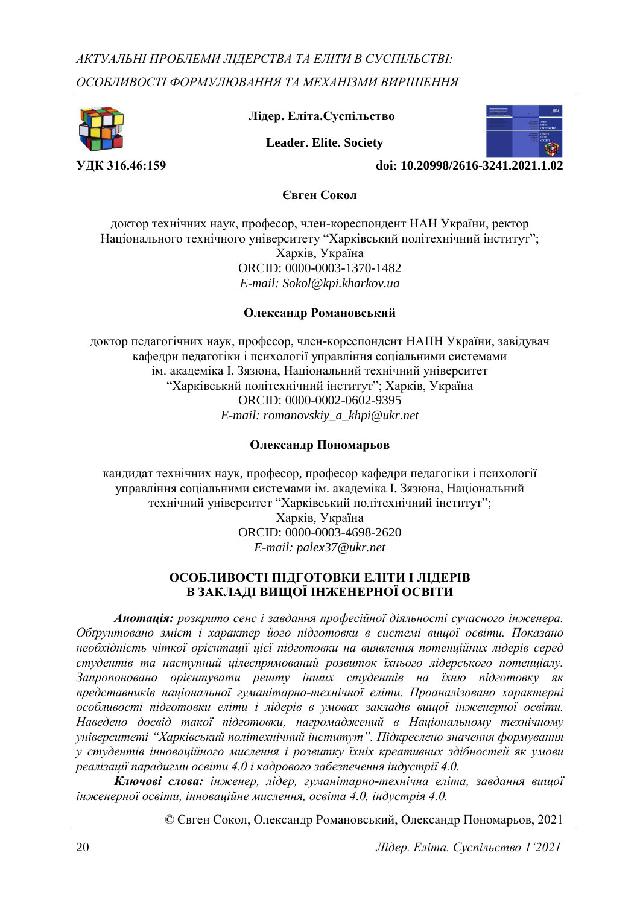Лідер. Еліта.Суспільство

Leader. Elite. Society

**УДК 316.46:159** **doi: 10.20998/2616-3241.2021.1.02**

**Євген Сокол**

доктор технічних наук, професор, член-кореспондент НАН України, ректор Національного технічного університету "Харківський політехнічний інститут"; Харків, Україна
ORCID: 0000-0003-1370-1482
*E-mail: Sokol@kpi.kharkov.ua*

**Олександр Романовський**

доктор педагогічних наук, професор, член-кореспондент НАПН України, завідувач кафедри педагогіки і психології управління соціальними системами ім. академіка І. Зязюна, Національний технічний університет "Харківський політехнічний інститут"; Харків, Україна
ORCID: 0000-0002-0602-9395
*E-mail: romanovskiy_a_khpi@ukr.net*

**Олександр Пономарьов**

кандидат технічних наук, професор, професор кафедри педагогіки і психології управління соціальними системами ім. академіка І. Зязюна, Національний технічний університет "Харківський політехнічний інститут"; Харків, Україна
ORCID: 0000-0003-4698-2620
*E-mail: palex37@ukr.net*

# ОСОБЛИВОСТІ ПІДГОТОВКИ ЕЛІТИ І ЛІДЕРІВ В ЗАКЛАДІ ВИЩОЇ ІНЖЕНЕРНОЇ ОСВІТИ

***Анотація:*** *розкрито сенс і завдання професійної діяльності сучасного інженера. Обґрунтовано зміст і характер його підготовки в системі вищої освіти. Показано необхідність чіткої орієнтації цієї підготовки на виявлення потенційних лідерів серед студентів та наступний цілеспрямований розвиток їхнього лідерського потенціалу. Запропоновано орієнтувати решту інших студентів на їхню підготовку як представників національної гуманітарно-технічної еліти. Проаналізовано характерні особливості підготовки еліти і лідерів в умовах закладів вищої інженерної освіти. Наведено досвід такої підготовки, нагромаджений в Національному технічному університеті "Харківський політехнічний інститут". Підкреслено значення формування у студентів інноваційного мислення і розвитку їхніх креативних здібностей як умови реалізації парадигми освіти 4.0 і кадрового забезпечення індустрії 4.0.*

***Ключові слова:*** *інженер, лідер, гуманітарно-технічна еліта, завдання вищої інженерної освіти, інноваційне мислення, освіта 4.0, індустрія 4.0.*

© Євген Сокол, Олександр Романовський, Олександр Пономарьов, 2021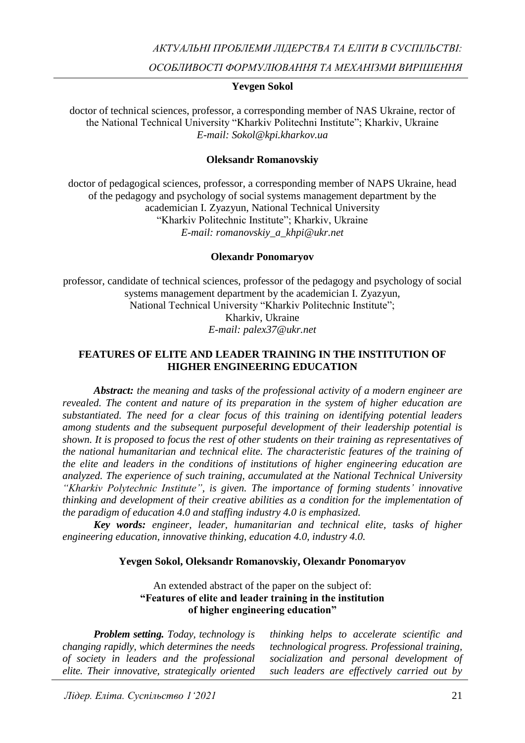**Yevgen Sokol**

doctor of technical sciences, professor, a corresponding member of NAS Ukraine, rector of the National Technical University “Kharkiv Politechni Institute”; Kharkiv, Ukraine
*E-mail: Sokol@kpi.kharkov.ua*

**Oleksandr Romanovskiy**

doctor of pedagogical sciences, professor, a corresponding member of NAPS Ukraine, head of the pedagogy and psychology of social systems management department by the academician I. Zyazyun, National Technical University “Kharkiv Politechnic Institute”; Kharkiv, Ukraine
*E-mail: romanovskiy_a_khpi@ukr.net*

**Olexandr Ponomaryov**

professor, candidate of technical sciences, professor of the pedagogy and psychology of social systems management department by the academician I. Zyazyun, National Technical University “Kharkiv Politechnic Institute”; Kharkiv, Ukraine
*E-mail: palex37@ukr.net*

## FEATURES OF ELITE AND LEADER TRAINING IN THE INSTITUTION OF HIGHER ENGINEERING EDUCATION

***Abstract:*** *the meaning and tasks of the professional activity of a modern engineer are revealed. The content and nature of its preparation in the system of higher education are substantiated. The need for a clear focus of this training on identifying potential leaders among students and the subsequent purposeful development of their leadership potential is shown. It is proposed to focus the rest of other students on their training as representatives of the national humanitarian and technical elite. The characteristic features of the training of the elite and leaders in the conditions of institutions of higher engineering education are analyzed. The experience of such training, accumulated at the National Technical University “Kharkiv Polytechnic Institute”, is given. The importance of forming students’ innovative thinking and development of their creative abilities as a condition for the implementation of the paradigm of education 4.0 and staffing industry 4.0 is emphasized.*

***Key words:*** *engineer, leader, humanitarian and technical elite, tasks of higher engineering education, innovative thinking, education 4.0, industry 4.0.*

**Yevgen Sokol, Oleksandr Romanovskiy, Olexandr Ponomaryov**

An extended abstract of the paper on the subject of:
**“Features of elite and leader training in the institution of higher engineering education”**

***Problem setting.*** *Today, technology is changing rapidly, which determines the needs of society in leaders and the professional elite. Their innovative, strategically oriented thinking helps to accelerate scientific and technological progress. Professional training, socialization and personal development of such leaders are effectively carried out by*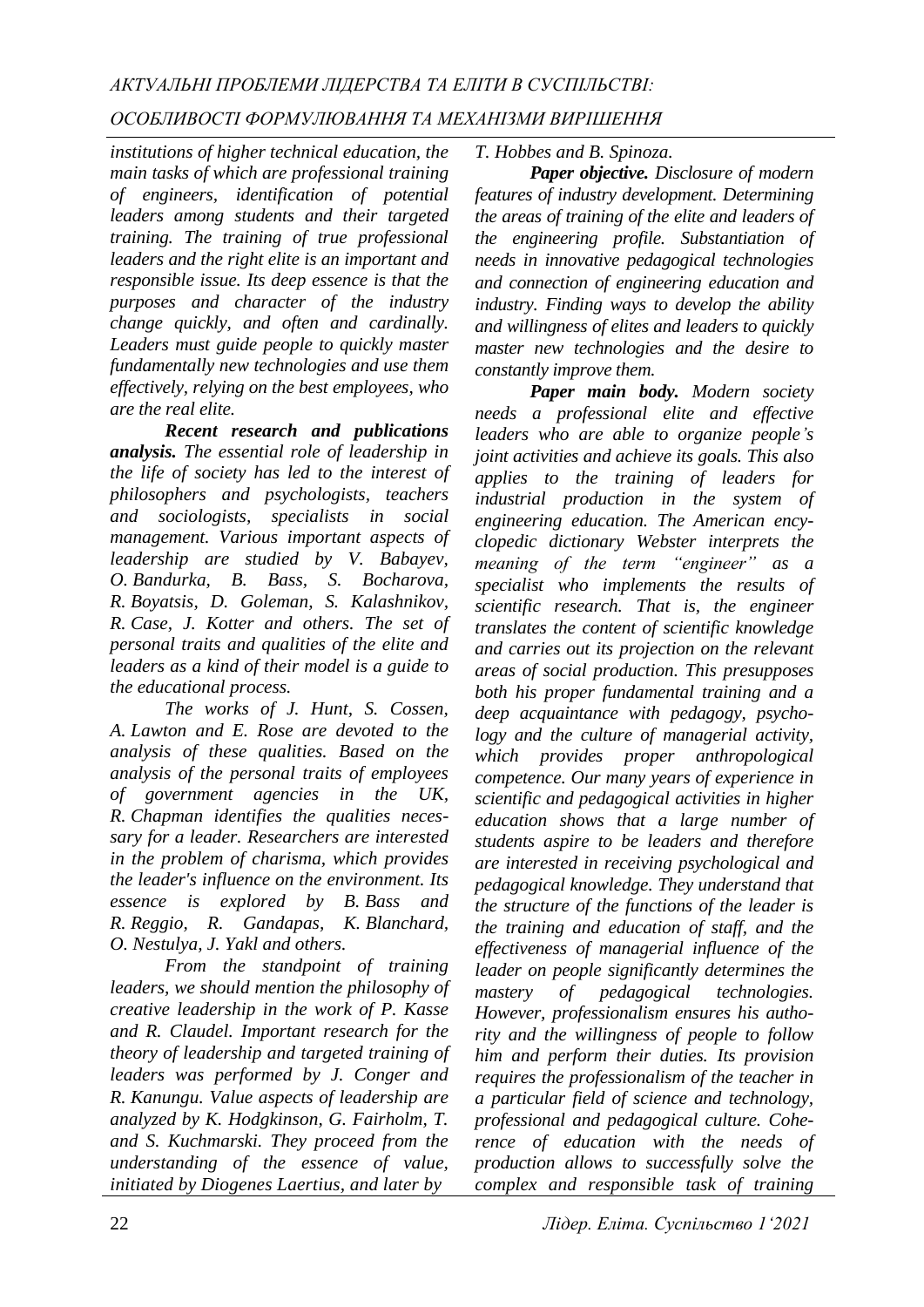*institutions of higher technical education, the main tasks of which are professional training of engineers, identification of potential leaders among students and their targeted training. The training of true professional leaders and the right elite is an important and responsible issue. Its deep essence is that the purposes and character of the industry change quickly, and often and cardinally. Leaders must guide people to quickly master fundamentally new technologies and use them effectively, relying on the best employees, who are the real elite.*

***Recent research and publications analysis.*** *The essential role of leadership in the life of society has led to the interest of philosophers and psychologists, teachers and sociologists, specialists in social management. Various important aspects of leadership are studied by V. Babayev, O. Bandurka, B. Bass, S. Bocharova, R. Boyatsis, D. Goleman, S. Kalashnikov, R. Case, J. Kotter and others. The set of personal traits and qualities of the elite and leaders as a kind of their model is a guide to the educational process.*

*The works of J. Hunt, S. Cossen, A. Lawton and E. Rose are devoted to the analysis of these qualities. Based on the analysis of the personal traits of employees of government agencies in the UK, R. Chapman identifies the qualities necessary for a leader. Researchers are interested in the problem of charisma, which provides the leader's influence on the environment. Its essence is explored by B. Bass and R. Reggio, R. Gandapas, K. Blanchard, O. Nestulya, J. Yakl and others.*

*From the standpoint of training leaders, we should mention the philosophy of creative leadership in the work of P. Kasse and R. Claudel. Important research for the theory of leadership and targeted training of leaders was performed by J. Conger and R. Kanungu. Value aspects of leadership are analyzed by K. Hodgkinson, G. Fairholm, T. and S. Kuchmarski. They proceed from the understanding of the essence of value, initiated by Diogenes Laertius, and later by T. Hobbes and B. Spinoza.*

***Paper objective.*** *Disclosure of modern features of industry development. Determining the areas of training of the elite and leaders of the engineering profile. Substantiation of needs in innovative pedagogical technologies and connection of engineering education and industry. Finding ways to develop the ability and willingness of elites and leaders to quickly master new technologies and the desire to constantly improve them.*

***Paper main body.*** *Modern society needs a professional elite and effective leaders who are able to organize people's joint activities and achieve its goals. This also applies to the training of leaders for industrial production in the system of engineering education. The American encyclopedic dictionary Webster interprets the meaning of the term "engineer" as a specialist who implements the results of scientific research. That is, the engineer translates the content of scientific knowledge and carries out its projection on the relevant areas of social production. This presupposes both his proper fundamental training and a deep acquaintance with pedagogy, psychology and the culture of managerial activity, which provides proper anthropological competence. Our many years of experience in scientific and pedagogical activities in higher education shows that a large number of students aspire to be leaders and therefore are interested in receiving psychological and pedagogical knowledge. They understand that the structure of the functions of the leader is the training and education of staff, and the effectiveness of managerial influence of the leader on people significantly determines the mastery of pedagogical technologies. However, professionalism ensures his authority and the willingness of people to follow him and perform their duties. Its provision requires the professionalism of the teacher in a particular field of science and technology, professional and pedagogical culture. Coherence of education with the needs of production allows to successfully solve the complex and responsible task of training*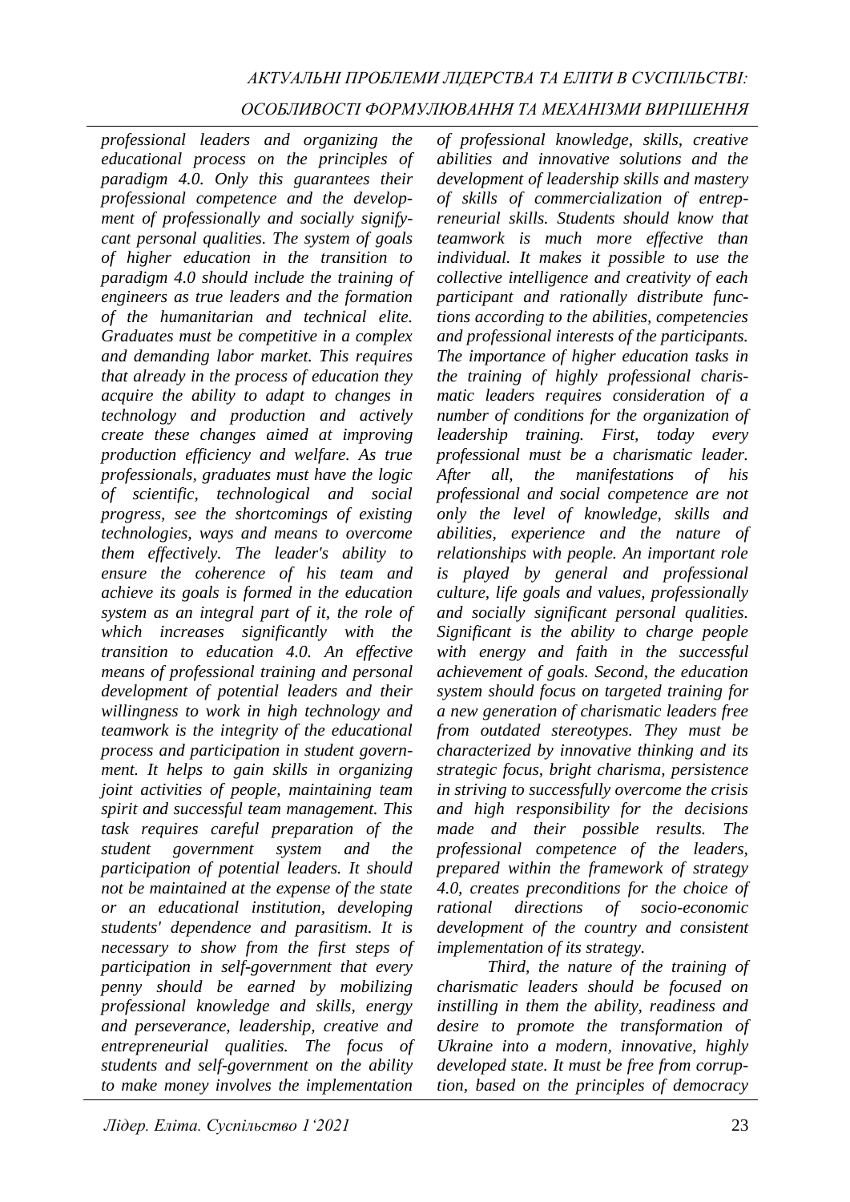*professional leaders and organizing the educational process on the principles of paradigm 4.0. Only this guarantees their professional competence and the development of professionally and socially significant personal qualities. The system of goals of higher education in the transition to paradigm 4.0 should include the training of engineers as true leaders and the formation of the humanitarian and technical elite. Graduates must be competitive in a complex and demanding labor market. This requires that already in the process of education they acquire the ability to adapt to changes in technology and production and actively create these changes aimed at improving production efficiency and welfare. As true professionals, graduates must have the logic of scientific, technological and social progress, see the shortcomings of existing technologies, ways and means to overcome them effectively. The leader's ability to ensure the coherence of his team and achieve its goals is formed in the education system as an integral part of it, the role of which increases significantly with the transition to education 4.0. An effective means of professional training and personal development of potential leaders and their willingness to work in high technology and teamwork is the integrity of the educational process and participation in student government. It helps to gain skills in organizing joint activities of people, maintaining team spirit and successful team management. This task requires careful preparation of the student government system and the participation of potential leaders. It should not be maintained at the expense of the state or an educational institution, developing students' dependence and parasitism. It is necessary to show from the first steps of participation in self-government that every penny should be earned by mobilizing professional knowledge and skills, energy and perseverance, leadership, creative and entrepreneurial qualities. The focus of students and self-government on the ability to make money involves the implementation of professional knowledge, skills, creative abilities and innovative solutions and the development of leadership skills and mastery of skills of commercialization of entrepreneurial skills. Students should know that teamwork is much more effective than individual. It makes it possible to use the collective intelligence and creativity of each participant and rationally distribute functions according to the abilities, competencies and professional interests of the participants. The importance of higher education tasks in the training of highly professional charismatic leaders requires consideration of a number of conditions for the organization of leadership training. First, today every professional must be a charismatic leader. After all, the manifestations of his professional and social competence are not only the level of knowledge, skills and abilities, experience and the nature of relationships with people. An important role is played by general and professional culture, life goals and values, professionally and socially significant personal qualities. Significant is the ability to charge people with energy and faith in the successful achievement of goals. Second, the education system should focus on targeted training for a new generation of charismatic leaders free from outdated stereotypes. They must be characterized by innovative thinking and its strategic focus, bright charisma, persistence in striving to successfully overcome the crisis and high responsibility for the decisions made and their possible results. The professional competence of the leaders, prepared within the framework of strategy 4.0, creates preconditions for the choice of rational directions of socio-economic development of the country and consistent implementation of its strategy.*

*Third, the nature of the training of charismatic leaders should be focused on instilling in them the ability, readiness and desire to promote the transformation of Ukraine into a modern, innovative, highly developed state. It must be free from corruption, based on the principles of democracy*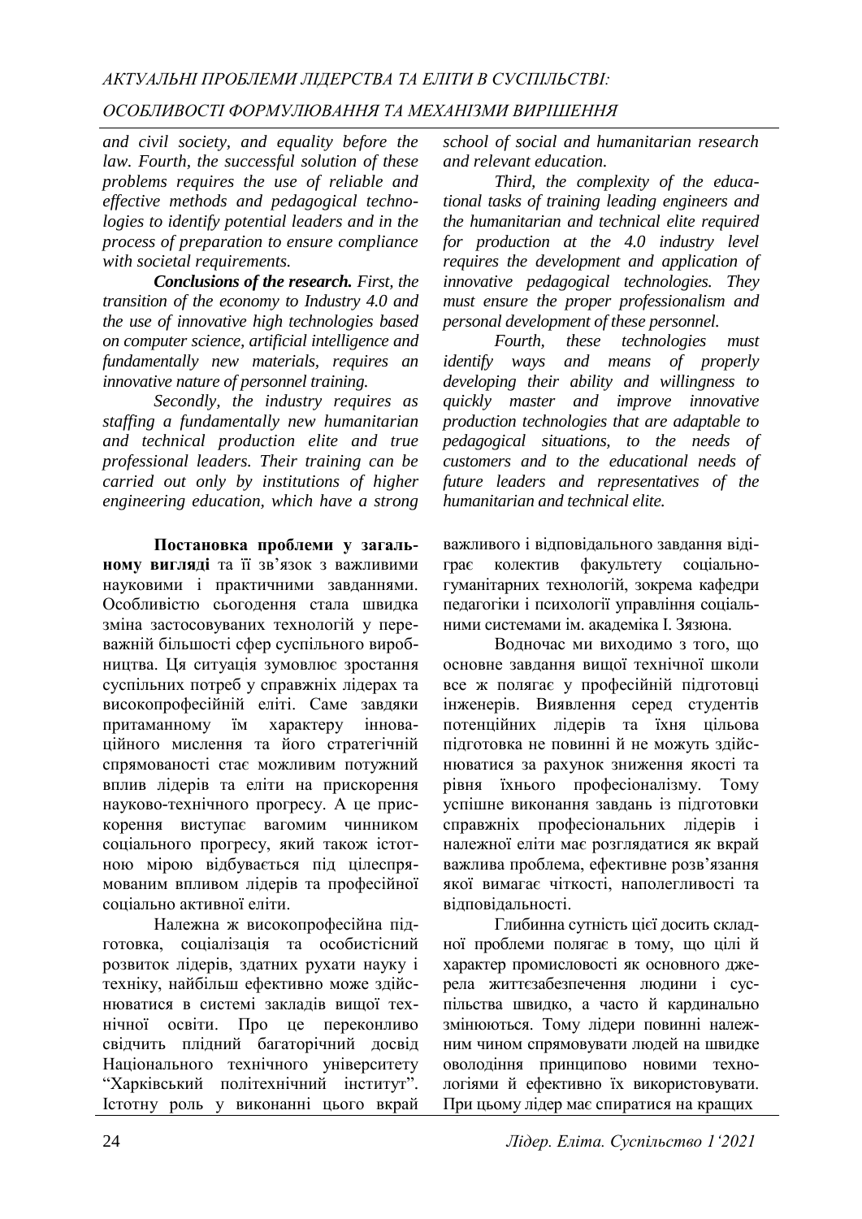*and civil society, and equality before the law. Fourth, the successful solution of these problems requires the use of reliable and effective methods and pedagogical technologies to identify potential leaders and in the process of preparation to ensure compliance with societal requirements.*

***Conclusions of the research.*** *First, the transition of the economy to Industry 4.0 and the use of innovative high technologies based on computer science, artificial intelligence and fundamentally new materials, requires an innovative nature of personnel training.*

*Secondly, the industry requires as staffing a fundamentally new humanitarian and technical production elite and true professional leaders. Their training can be carried out only by institutions of higher engineering education, which have a strong school of social and humanitarian research and relevant education.*

*Third, the complexity of the educational tasks of training leading engineers and the humanitarian and technical elite required for production at the 4.0 industry level requires the development and application of innovative pedagogical technologies. They must ensure the proper professionalism and personal development of these personnel.*

*Fourth, these technologies must identify ways and means of properly developing their ability and willingness to quickly master and improve innovative production technologies that are adaptable to pedagogical situations, to the needs of customers and to the educational needs of future leaders and representatives of the humanitarian and technical elite.*

**Постановка проблеми у загальному вигляді** та її зв'язок з важливими науковими і практичними завданнями. Особливістю сьогодення стала швидка зміна застосовуваних технологій у переважній більшості сфер суспільного виробництва. Ця ситуація зумовлює зростання суспільних потреб у справжніх лідерах та високопрофесійній еліті. Саме завдяки притаманному їм характеру інноваційного мислення та його стратегічній спрямованості стає можливим потужний вплив лідерів та еліти на прискорення науково-технічного прогресу. А це прискорення виступає вагомим чинником соціального прогресу, який також істотною мірою відбувається під цілеспрямованим впливом лідерів та професійної соціально активної еліти.

Належна ж високопрофесійна підготовка, соціалізація та особистісний розвиток лідерів, здатних рухати науку і техніку, найбільш ефективно може здійснюватися в системі закладів вищої технічної освіти. Про це переконливо свідчить плідний багаторічний досвід Національного технічного університету "Харківський політехнічний інститут". Істотну роль у виконанні цього вкрай важливого і відповідального завдання відіграє колектив факультету соціально-гуманітарних технологій, зокрема кафедри педагогіки і психології управління соціальними системами ім. академіка І. Зязюна.

Водночас ми виходимо з того, що основне завдання вищої технічної школи все ж полягає у професійній підготовці інженерів. Виявлення серед студентів потенційних лідерів та їхня цільова підготовка не повинні й не можуть здійснюватися за рахунок зниження якості та рівня їхнього професіоналізму. Тому успішне виконання завдань із підготовки справжніх професіональних лідерів і належної еліти має розглядатися як вкрай важлива проблема, ефективне розв'язання якої вимагає чіткості, наполегливості та відповідальності.

Глибинна сутність цієї досить складної проблеми полягає в тому, що цілі й характер промисловості як основного джерела життєзабезпечення людини і суспільства швидко, а часто й кардинально змінюються. Тому лідери повинні належним чином спрямовувати людей на швидке оволодіння принципово новими технологіями й ефективно їх використовувати. При цьому лідер має спиратися на кращих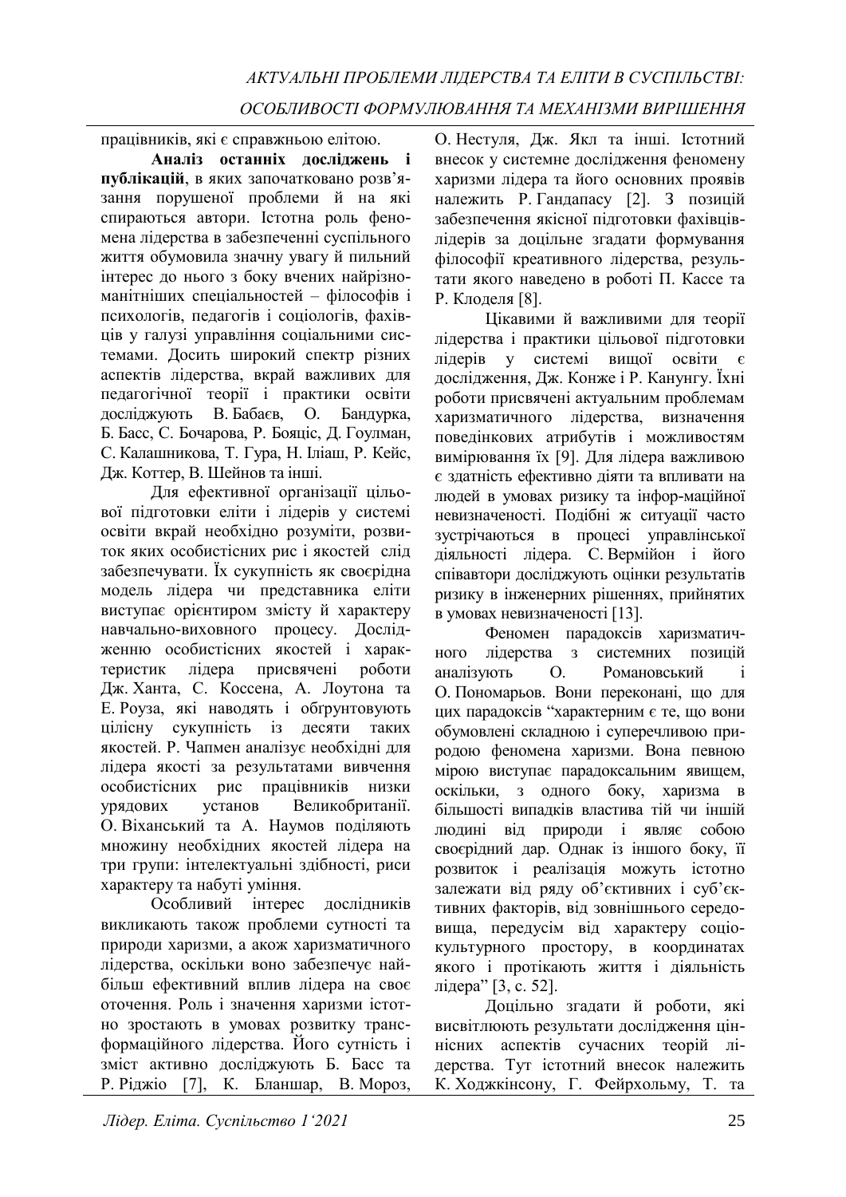працівників, які є справжньою елітою.

**Аналіз останніх досліджень і публікацій**, в яких започатковано розв'язання порушеної проблеми й на які спираються автори. Істотна роль феномена лідерства в забезпеченні суспільного життя обумовила значну увагу й пильний інтерес до нього з боку вчених найрізноманітніших спеціальностей – філософів і психологів, педагогів і соціологів, фахівців у галузі управління соціальними системами. Досить широкий спектр різних аспектів лідерства, вкрай важливих для педагогічної теорії і практики освіти досліджують В. Бабаєв, О. Бандурка, Б. Басс, С. Бочарова, Р. Бояціс, Д. Гоулман, С. Калашникова, Т. Гура, Н. Іліаш, Р. Кейс, Дж. Коттер, В. Шейнов та інші.

Для ефективної організації цільової підготовки еліти і лідерів у системі освіти вкрай необхідно розуміти, розвиток яких особистісних рис і якостей слід забезпечувати. Їх сукупність як своєрідна модель лідера чи представника еліти виступає орієнтиром змісту й характеру навчально-виховного процесу. Дослідженню особистісних якостей і характеристик лідера присвячені роботи Дж. Ханта, С. Коссена, А. Лоутона та Е. Роуза, які наводять і обгрунтовують цілісну сукупність із десяти таких якостей. Р. Чапмен аналізує необхідні для лідера якості за результатами вивчення особистісних рис працівників низки урядових установ Великобританії. О. Віханський та А. Наумов поділяють множину необхідних якостей лідера на три групи: інтелектуальні здібності, риси характеру та набуті уміння.

Особливий інтерес дослідників викликають також проблеми сутності та природи харизми, а акож харизматичного лідерства, оскільки воно забезпечує найбільш ефективний вплив лідера на своє оточення. Роль і значення харизми істотно зростають в умовах розвитку трансформаційного лідерства. Його сутність і зміст активно досліджують Б. Басс та Р. Ріджіо [7], К. Бланшар, В. Мороз, О. Нестуля, Дж. Якл та інші. Істотний внесок у системне дослідження феномену харизми лідера та його основних проявів належить Р. Гандапасу [2]. З позицій забезпечення якісної підготовки фахівцівлідерів за доцільне згадати формування філософії креативного лідерства, результати якого наведено в роботі П. Кассе та Р. Клоделя [8].

Цікавими й важливими для теорії лідерства і практики цільової підготовки лідерів у системі вищої освіти є дослідження, Дж. Конже і Р. Канунгу. Їхні роботи присвячені актуальним проблемам харизматичного лідерства, визначення поведінкових атрибутів і можливостям вимірювання їх [9]. Для лідера важливою є здатність ефективно діяти та впливати на людей в умовах ризику та інфор-маційної невизначеності. Подібні ж ситуації часто зустрічаються в процесі управлінської діяльності лідера. С. Вермійон і його співавтори досліджують оцінки результатів ризику в інженерних рішеннях, прийнятих в умовах невизначеності [13].

Феномен парадоксів харизматичного лідерства з системних позицій аналізують О. Романовський і О. Пономарьов. Вони переконані, що для цих парадоксів "характерним є те, що вони обумовлені складною і суперечливою природою феномена харизми. Вона певною мірою виступає парадоксальним явищем, оскільки, з одного боку, харизма в більшості випадків властива тій чи іншій людині від природи і являє собою своєрідний дар. Однак із іншого боку, її розвиток і реалізація можуть істотно залежати від ряду об'єктивних і суб'єктивних факторів, від зовнішнього середовища, передусім від характеру соціокультурного простору, в координатах якого і протікають життя і діяльність лідера" [3, с. 52].

Доцільно згадати й роботи, які висвітлюють результати дослідження ціннісних аспектів сучасних теорій лідерства. Тут істотний внесок належить К. Ходжкінсону, Г. Фейрхольму, Т. та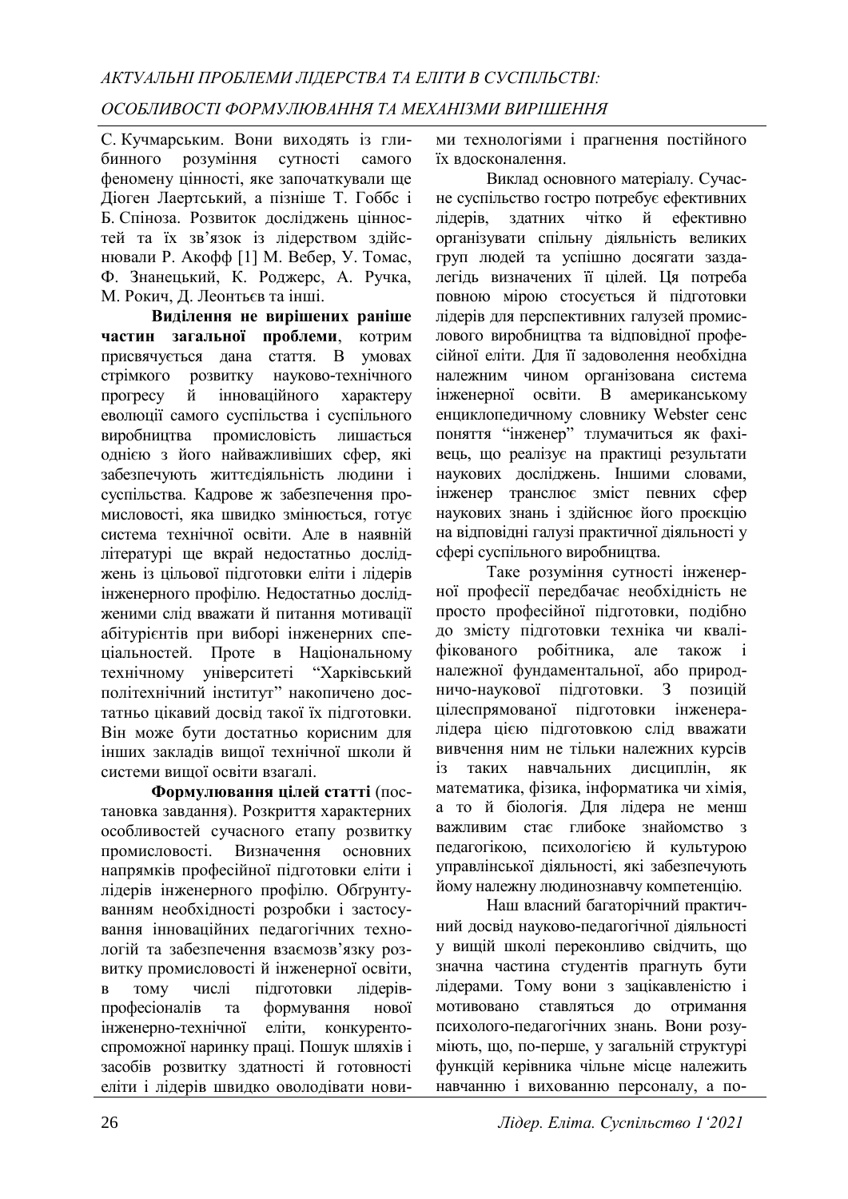С. Кучмарським. Вони виходять із глибинного розуміння сутності самого феномену цінності, яке започаткували ще Діоген Лаертський, а пізніше Т. Гоббс і Б. Спіноза. Розвиток досліджень цінностей та їх зв'язок із лідерством здійснювали Р. Акофф [1] М. Вебер, У. Томас, Ф. Знанецький, К. Роджерс, А. Ручка, М. Рокич, Д. Леонтьєв та інші.

**Виділення не вирішених раніше частин загальної проблеми**, котрим присвячується дана стаття. В умовах стрімкого розвитку науково-технічного прогресу й інноваційного характеру еволюції самого суспільства і суспільного виробництва промисловість лишається однією з його найважливіших сфер, які забезпечують життєдіяльність людини і суспільства. Кадрове ж забезпечення промисловості, яка швидко змінюється, готує система технічної освіти. Але в наявній літературі ще вкрай недостатньо досліджень із цільової підготовки еліти і лідерів інженерного профілю. Недостатньо дослідженими слід вважати й питання мотивації абітурієнтів при виборі інженерних спеціальностей. Проте в Національному технічному університеті "Харківський політехнічний інститут" накопичено достатньо цікавий досвід такої їх підготовки. Він може бути достатньо корисним для інших закладів вищої технічної школи й системи вищої освіти взагалі.

**Формулювання цілей статті** (постановка завдання). Розкриття характерних особливостей сучасного етапу розвитку промисловості. Визначення основних напрямків професійної підготовки еліти і лідерів інженерного профілю. Обґрунтуванням необхідності розробки і застосування інноваційних педагогічних технологій та забезпечення взаємозв'язку розвитку промисловості й інженерної освіти, в тому числі підготовки лідерів-професіоналів та формування нової інженерно-технічної еліти, конкурентоспроможної наринку праці. Пошук шляхів і засобів розвитку здатності й готовності еліти і лідерів швидко оволодівати новими технологіями і прагнення постійного їх вдосконалення.

Виклад основного матеріалу. Сучасне суспільство гостро потребує ефективних лідерів, здатних чітко й ефективно організувати спільну діяльність великих груп людей та успішно досягати заздалегідь визначених її цілей. Ця потреба повною мірою стосується й підготовки лідерів для перспективних галузей промислового виробництва та відповідної професійної еліти. Для її задоволення необхідна належним чином організована система інженерної освіти. В американському енциклопедичному словнику Webster сенс поняття "інженер" тлумачиться як фахівець, що реалізує на практиці результати наукових досліджень. Іншими словами, інженер транслює зміст певних сфер наукових знань і здійснює його проєкцію на відповідні галузі практичної діяльності у сфері суспільного виробництва.

Таке розуміння сутності інженерної професії передбачає необхідність не просто професійної підготовки, подібно до змісту підготовки техніка чи кваліфікованого робітника, але також і належної фундаментальної, або природничо-наукової підготовки. З позицій цілеспрямованої підготовки інженера-лідера цією підготовкою слід вважати вивчення ним не тільки належних курсів із таких навчальних дисциплін, як математика, фізика, інформатика чи хімія, а то й біологія. Для лідера не менш важливим стає глибоке знайомство з педагогікою, психологією й культурою управлінської діяльності, які забезпечують йому належну людинознавчу компетенцію.

Наш власний багаторічний практичний досвід науково-педагогічної діяльності у вищій школі переконливо свідчить, що значна частина студентів прагнуть бути лідерами. Тому вони з зацікавленістю і мотивовано ставляться до отримання психолого-педагогічних знань. Вони розуміють, що, по-перше, у загальній структурі функцій керівника чільне місце належить навчанню і вихованню персоналу, а по-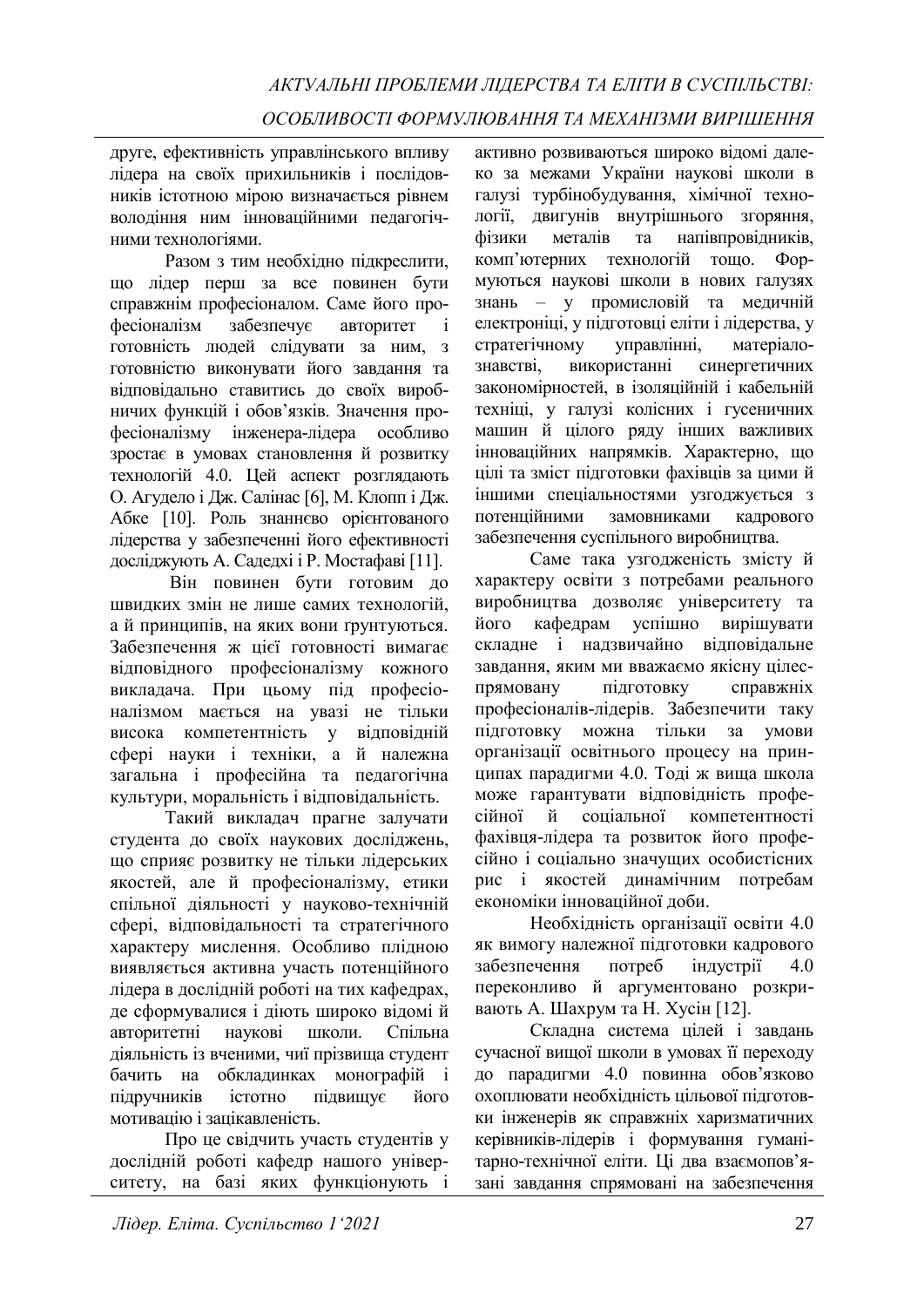друге, ефективність управлінського впливу лідера на своїх прихильників і послідовників істотною мірою визначається рівнем володіння ним інноваційними педагогічними технологіями.

Разом з тим необхідно підкреслити, що лідер перш за все повинен бути справжнім професіоналом. Саме його професіоналізм забезпечує авторитет і готовність людей слідувати за ним, з готовністю виконувати його завдання та відповідально ставитись до своїх виробничих функцій і обов'язків. Значення професіоналізму інженера-лідера особливо зростає в умовах становлення й розвитку технологій 4.0. Цей аспект розглядають О. Агудело і Дж. Салінас [6], М. Клопп і Дж. Абке [10]. Роль знаннєво орієнтованого лідерства у забезпеченні його ефективності досліджують А. Садедхі і Р. Мостафаві [11].

Він повинен бути готовим до швидких змін не лише самих технологій, а й принципів, на яких вони ґрунтуються. Забезпечення ж цієї готовності вимагає відповідного професіоналізму кожного викладача. При цьому під професіоналізмом мається на увазі не тільки висока компетентність у відповідній сфері науки і техніки, а й належна загальна і професійна та педагогічна культури, моральність і відповідальність.

Такий викладач прагне залучати студента до своїх наукових досліджень, що сприяє розвитку не тільки лідерських якостей, але й професіоналізму, етики спільної діяльності у науково-технічній сфері, відповідальності та стратегічного характеру мислення. Особливо плідною виявляється активна участь потенційного лідера в дослідній роботі на тих кафедрах, де сформувалися і діють широко відомі й авторитетні наукові школи. Спільна діяльність із вченими, чиї прізвища студент бачить на обкладинках монографій і підручників істотно підвищує його мотивацію і зацікавленість.

Про це свідчить участь студентів у дослідній роботі кафедр нашого університету, на базі яких функціонують і активно розвиваються широко відомі далеко за межами України наукові школи в галузі турбінобудування, хімічної технології, двигунів внутрішнього згоряння, фізики металів та напівпровідників, комп'ютерних технологій тощо. Формуються наукові школи в нових галузях знань – у промисловій та медичній електроніці, у підготовці еліти і лідерства, у стратегічному управлінні, матеріалознавстві, використанні синергетичних закономірностей, в ізоляційній і кабельній техніці, у галузі колісних і гусеничних машин й цілого ряду інших важливих інноваційних напрямків. Характерно, що цілі та зміст підготовки фахівців за цими й іншими спеціальностями узгоджується з потенційними замовниками кадрового забезпечення суспільного виробництва.

Саме така узгодженість змісту й характеру освіти з потребами реального виробництва дозволяє університету та його кафедрам успішно вирішувати складне і надзвичайно відповідальне завдання, яким ми вважаємо якісну цілеспрямовану підготовку справжніх професіоналів-лідерів. Забезпечити таку підготовку можна тільки за умови організації освітнього процесу на принципах парадигми 4.0. Тоді ж вища школа може гарантувати відповідність професійної й соціальної компетентності фахівця-лідера та розвиток його професійно і соціально значущих особистісних рис і якостей динамічним потребам економіки інноваційної доби.

Необхідність організації освіти 4.0 як вимогу належної підготовки кадрового забезпечення потреб індустрії 4.0 переконливо й аргументовано розкривають А. Шахрум та Н. Хусін [12].

Складна система цілей і завдань сучасної вищої школи в умовах її переходу до парадигми 4.0 повинна обов'язково охоплювати необхідність цільової підготовки інженерів як справжніх харизматичних керівників-лідерів і формування гуманітарно-технічної еліти. Ці два взаємопов'язані завдання спрямовані на забезпечення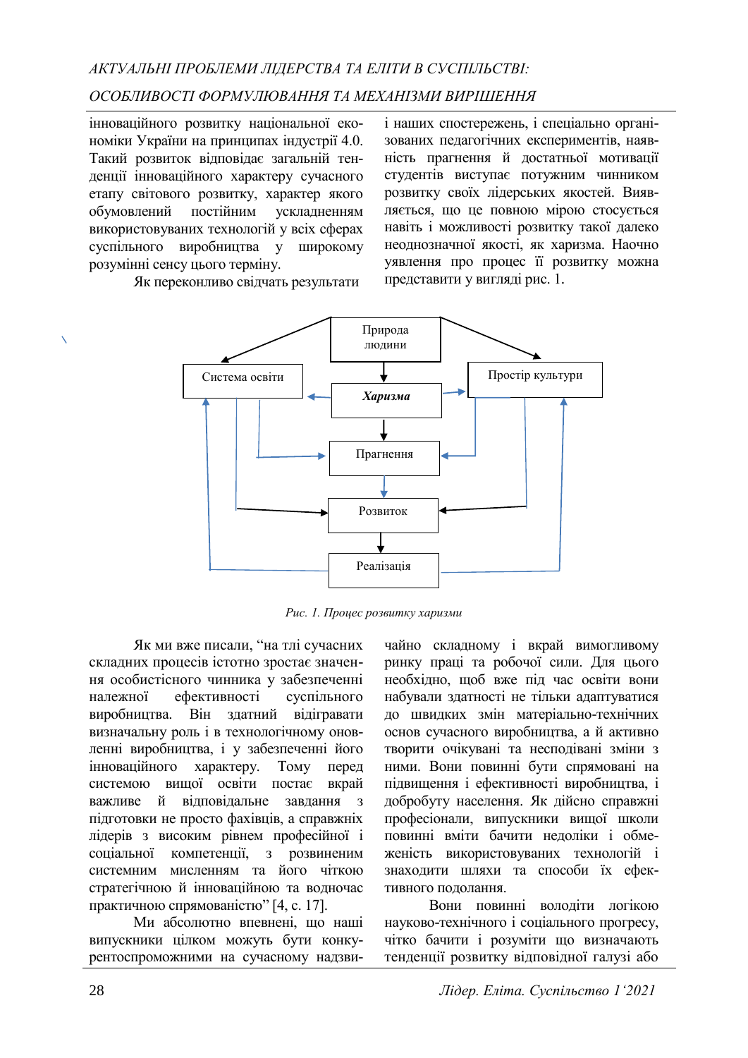інноваційного розвитку національної економіки України на принципах індустрії 4.0. Такий розвиток відповідає загальній тенденції інноваційного характеру сучасного етапу світового розвитку, характер якого обумовлений постійним ускладненням використовуваних технологій у всіх сферах суспільного виробництва у широкому розумінні сенсу цього терміну.

Як переконливо свідчать результати і наших спостережень, і спеціально організованих педагогічних експериментів, наявність прагнення й достатньої мотивації студентів виступає потужним чинником розвитку своїх лідерських якостей. Виявляється, що це повною мірою стосується навіть і можливості розвитку такої далеко неоднозначної якості, як харизма. Наочно уявлення про процес її розвитку можна представити у вигляді рис. 1.

Природа людини

Система освіти

Харизма

Простір культури

Прагнення

Розвиток

Реалізація

*Рис. 1. Процес розвитку харизми*

Як ми вже писали, "на тлі сучасних складних процесів істотно зростає значення особистісного чинника у забезпеченні належної ефективності суспільного виробництва. Він здатний відігравати визначальну роль і в технологічному оновленні виробництва, і у забезпеченні його інноваційного характеру. Тому перед системою вищої освіти постає вкрай важливе й відповідальне завдання з підготовки не просто фахівців, а справжніх лідерів з високим рівнем професійної і соціальної компетенції, з розвиненим системним мисленням та його чіткою стратегічною й інноваційною та водночас практичною спрямованістю" [4, с. 17].

Ми абсолютно впевнені, що наші випускники цілком можуть бути конкурентоспроможними на сучасному надзвичайно складному і вкрай вимогливому ринку праці та робочої сили. Для цього необхідно, щоб вже під час освіти вони набували здатності не тільки адаптуватися до швидких змін матеріально-технічних основ сучасного виробництва, а й активно творити очікувані та несподівані зміни з ними. Вони повинні бути спрямовані на підвищення і ефективності виробництва, і добробуту населення. Як дійсно справжні професіонали, випускники вищої школи повинні вміти бачити недоліки і обмеженість використовуваних технологій і знаходити шляхи та способи їх ефективного подолання.

Вони повинні володіти логікою науково-технічного і соціального прогресу, чітко бачити і розуміти що визначають тенденції розвитку відповідної галузі або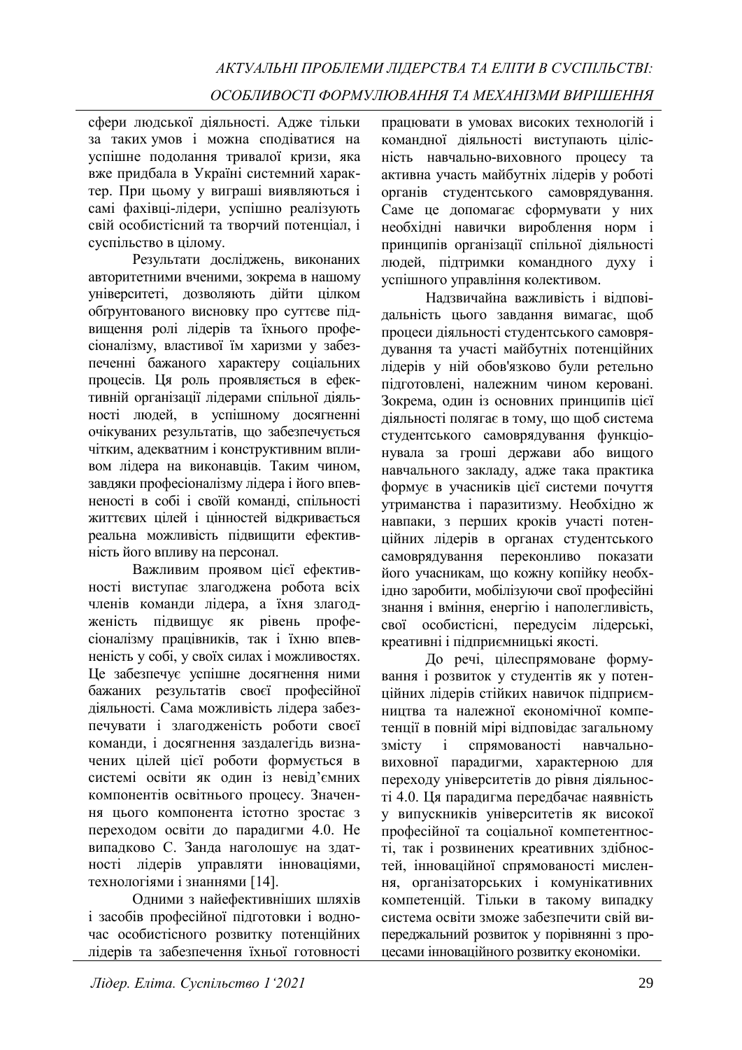сфери людської діяльності. Адже тільки за таких умов і можна сподіватися на успішне подолання тривалої кризи, яка вже придбала в Україні системний характер. При цьому у виграші виявляються і самі фахівці-лідери, успішно реалізують свій особистісний та творчий потенціал, і суспільство в цілому.

Результати досліджень, виконаних авторитетними вченими, зокрема в нашому університеті, дозволяють дійти цілком обґрунтованого висновку про суттєве підвищення ролі лідерів та їхнього професіоналізму, властивої їм харизми у забезпеченні бажаного характеру соціальних процесів. Ця роль проявляється в ефективній організації лідерами спільної діяльності людей, в успішному досягненні очікуваних результатів, що забезпечується чітким, адекватним і конструктивним впливом лідера на виконавців. Таким чином, завдяки професіоналізму лідера і його впевненості в собі і своїй команді, спільності життєвих цілей і цінностей відкривається реальна можливість підвищити ефективність його впливу на персонал.

Важливим проявом цієї ефективності виступає злагоджена робота всіх членів команди лідера, а їхня злагодженість підвищує як рівень професіоналізму працівників, так і їхню впевненість у собі, у своїх силах і можливостях. Це забезпечує успішне досягнення ними бажаних результатів своєї професійної діяльності. Сама можливість лідера забезпечувати і злагодженість роботи своєї команди, і досягнення заздалегідь визначених цілей цієї роботи формується в системі освіти як один із невід'ємних компонентів освітнього процесу. Значення цього компонента істотно зростає з переходом освіти до парадигми 4.0. Не випадково С. Занда наголошує на здатності лідерів управляти інноваціями, технологіями і знаннями [14].

Одними з найефективніших шляхів і засобів професійної підготовки і водночас особистісного розвитку потенційних лідерів та забезпечення їхньої готовності працювати в умовах високих технологій і командної діяльності виступають цілісність навчально-виховного процесу та активна участь майбутніх лідерів у роботі органів студентського самоврядування. Саме це допомагає сформувати у них необхідні навички вироблення норм і принципів організації спільної діяльності людей, підтримки командного духу і успішного управління колективом.

Надзвичайна важливість і відповідальність цього завдання вимагає, щоб процеси діяльності студентського самоврядування та участі майбутніх потенційних лідерів у ній обов'язково були ретельно підготовлені, належним чином керовані. Зокрема, один із основних принципів цієї діяльності полягає в тому, що щоб система студентського самоврядування функціонувала за гроші держави або вищого навчального закладу, адже така практика формує в учасників цієї системи почуття утриманства і паразитизму. Необхідно ж навпаки, з перших кроків участі потенційних лідерів в органах студентського самоврядування переконливо показати його учасникам, що кожну копійку необхідно заробити, мобілізуючи свої професійні знання і вміння, енергію і наполегливість, свої особистісні, передусім лідерські, креативні і підприємницькі якості.

До речі, цілеспрямоване формування і розвиток у студентів як у потенційних лідерів стійких навичок підприємництва та належної економічної компетенції в повній мірі відповідає загальному змісту і спрямованості навчально-виховної парадигми, характерною для переходу університетів до рівня діяльності 4.0. Ця парадигма передбачає наявність у випускників університетів як високої професійної та соціальної компетентності, так і розвинених креативних здібностей, інноваційної спрямованості мислення, організаторських і комунікативних компетенцій. Тільки в такому випадку система освіти зможе забезпечити свій випереджальний розвиток у порівнянні з процесами інноваційного розвитку економіки.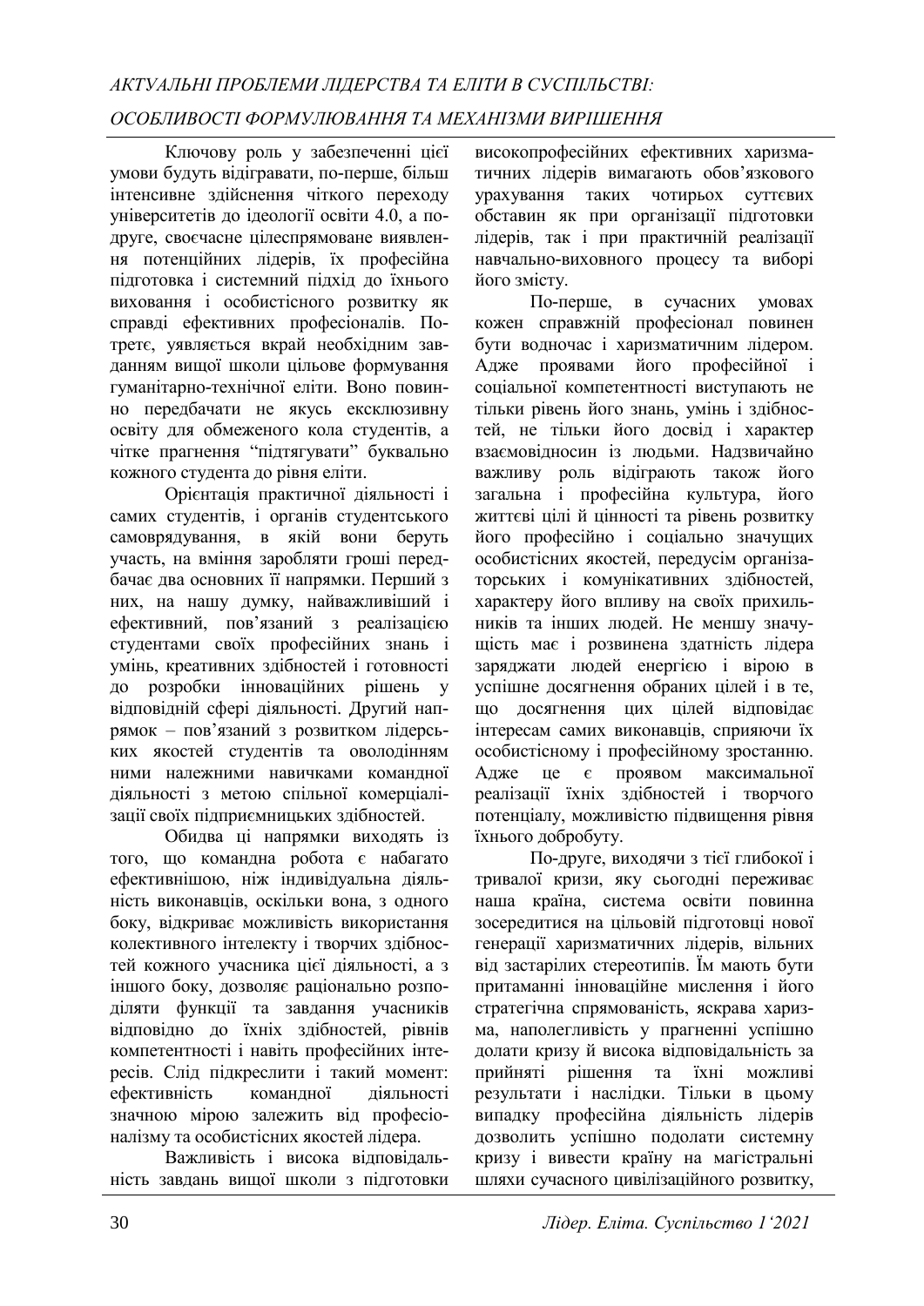Ключову роль у забезпеченні цієї умови будуть відігравати, по-перше, більш інтенсивне здійснення чіткого переходу університетів до ідеології освіти 4.0, а по-друге, своєчасне цілеспрямоване виявлення потенційних лідерів, їх професійна підготовка і системний підхід до їхнього виховання і особистісного розвитку як справді ефективних професіоналів. По-третє, уявляється вкрай необхідним завданням вищої школи цільове формування гуманітарно-технічної еліти. Воно повинно передбачати не якусь ексклюзивну освіту для обмеженого кола студентів, а чітке прагнення "підтягувати" буквально кожного студента до рівня еліти.

Орієнтація практичної діяльності і самих студентів, і органів студентського самоврядування, в якій вони беруть участь, на вміння заробляти гроші передбачає два основних її напрямки. Перший з них, на нашу думку, найважливіший і ефективний, пов'язаний з реалізацією студентами своїх професійних знань і умінь, креативних здібностей і готовності до розробки інноваційних рішень у відповідній сфері діяльності. Другий напрямок – пов'язаний з розвитком лідерських якостей студентів та оволодінням ними належними навичками командної діяльності з метою спільної комерціалізації своїх підприємницьких здібностей.

Обидва ці напрямки виходять із того, що командна робота є набагато ефективнішою, ніж індивідуальна діяльність виконавців, оскільки вона, з одного боку, відкриває можливість використання колективного інтелекту і творчих здібностей кожного учасника цієї діяльності, а з іншого боку, дозволяє раціонально розподіляти функції та завдання учасників відповідно до їхніх здібностей, рівнів компетентності і навіть професійних інтересів. Слід підкреслити і такий момент: ефективність командної діяльності значною мірою залежить від професіоналізму та особистісних якостей лідера.

Важливість і висока відповідальність завдань вищої школи з підготовки висококопрофесійних ефективних харизматичних лідерів вимагають обов'язкового урахування таких чотирьох суттєвих обставин як при організації підготовки лідерів, так і при практичній реалізації навчально-виховного процесу та виборі його змісту.

По-перше, в сучасних умовах кожен справжній професіонал повинен бути водночас і харизматичним лідером. Адже проявами його професійної і соціальної компетентності виступають не тільки рівень його знань, умінь і здібностей, не тільки його досвід і характер взаємовідносин із людьми. Надзвичайно важливу роль відіграють також його загальна і професійна культура, його життєві цілі й цінності та рівень розвитку його професійно і соціально значущих особистісних якостей, передусім організаторських і комунікативних здібностей, характеру його впливу на своїх прихильників та інших людей. Не меншу значущість має і розвинена здатність лідера заряджати людей енергією і вірою в успішне досягнення обраних цілей і в те, що досягнення цих цілей відповідає інтересам самих виконавців, сприяючи їх особистісному і професійному зростанню. Адже це є проявом максимальної реалізації їхніх здібностей і творчого потенціалу, можливістю підвищення рівня їхнього добробуту.

По-друге, виходячи з тієї глибокої і тривалої кризи, яку сьогодні переживає наша країна, система освіти повинна зосередитися на цільовій підготовці нової генерації харизматичних лідерів, вільних від застарілих стереотипів. Їм мають бути притаманні інноваційне мислення і його стратегічна спрямованість, яскрава харизма, наполегливість у прагненні успішно долати кризу й висока відповідальність за прийняті рішення та їхні можливі результати і наслідки. Тільки в цьому випадку професійна діяльність лідерів дозволить успішно подолати системну кризу і вивести країну на магістральні шляхи сучасного цивілізаційного розвитку,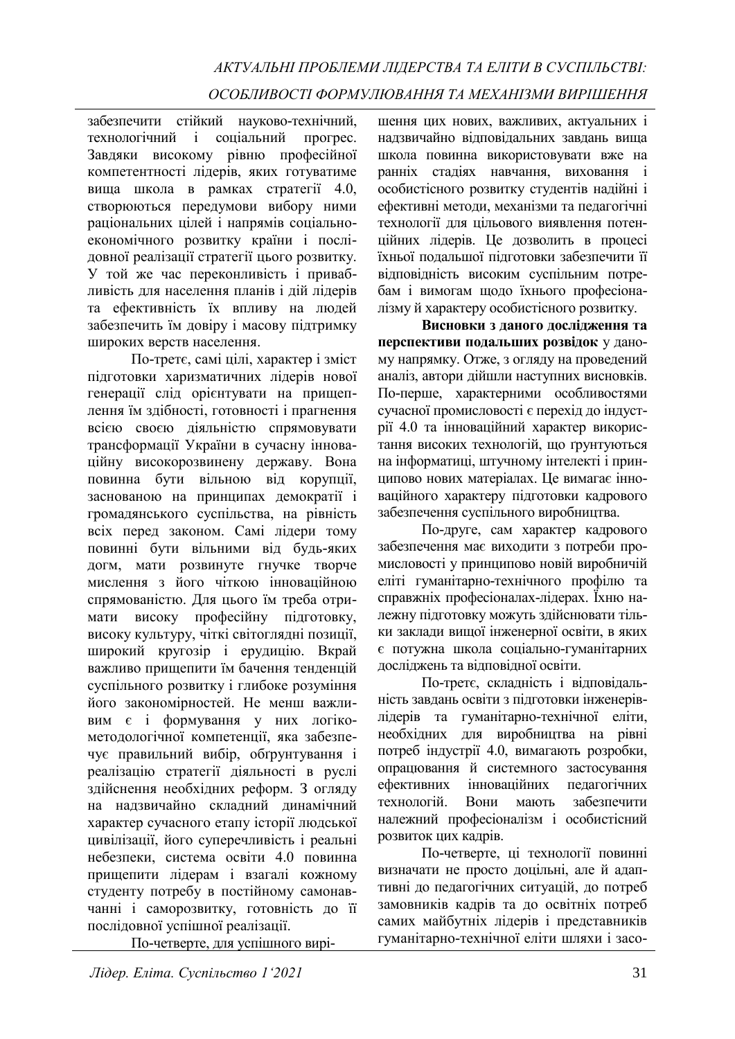забезпечити стійкий науково-технічний, технологічний і соціальний прогрес. Завдяки високому рівню професійної компетентності лідерів, яких готуватиме вища школа в рамках стратегії 4.0, створюються передумови вибору ними раціональних цілей і напрямів соціально-економічного розвитку країни і послідовної реалізації стратегії цього розвитку. У той же час переконливість і привабливість для населення планів і дій лідерів та ефективність їх впливу на людей забезпечить їм довіру і масову підтримку широких верств населення.

По-третє, самі цілі, характер і зміст підготовки харизматичних лідерів нової генерації слід орієнтувати на прищеплення їм здібності, готовності і прагнення всією своєю діяльністю спрямовувати трансформації України в сучасну інноваційну високорозвинену державу. Вона повинна бути вільною від корупції, заснованою на принципах демократії і громадянського суспільства, на рівність всіх перед законом. Самі лідери тому повинні бути вільними від будь-яких догм, мати розвинуте гнучке творче мислення з його чіткою інноваційною спрямованістю. Для цього їм треба отримати високу професійну підготовку, високу культуру, чіткі світоглядні позиції, широкий кругозір і ерудицію. Вкрай важливо прищепити їм бачення тенденцій суспільного розвитку і глибоке розуміння його закономірностей. Не менш важливим є і формування у них логіко-методологічної компетенції, яка забезпечує правильний вибір, обґрунтування і реалізацію стратегії діяльності в руслі здійснення необхідних реформ. З огляду на надзвичайно складний динамічний характер сучасного етапу історії людської цивілізації, його суперечливість і реальні небезпеки, система освіти 4.0 повинна прищепити лідерам і взагалі кожному студенту потребу в постійному самонавчанні і саморозвитку, готовність до її послідовної успішної реалізації.

По-четверте, для успішного вирішення цих нових, важливих, актуальних і надзвичайно відповідальних завдань вища школа повинна використовувати вже на ранніх стадіях навчання, виховання і особистісного розвитку студентів надійні і ефективні методи, механізми та педагогічні технології для цільового виявлення потенційних лідерів. Це дозволить в процесі їхньої подальшої підготовки забезпечити її відповідність високим суспільним потребам і вимогам щодо їхнього професіоналізму й характеру особистісного розвитку.

**Висновки з даного дослідження та перспективи подальших розвідок** у даному напрямку. Отже, з огляду на проведений аналіз, автори дійшли наступних висновків. По-перше, характерними особливостями сучасної промисловості є перехід до індустрії 4.0 та інноваційний характер використання високих технологій, що ґрунтуються на інформатиці, штучному інтелекті і принципово нових матеріалах. Це вимагає інноваційного характеру підготовки кадрового забезпечення суспільного виробництва.

По-друге, сам характер кадрового забезпечення має виходити з потреби промисловості у принципово новій виробничій еліті гуманітарно-технічного профілю та справжніх професіоналах-лідерах. Їхню належну підготовку можуть здійснювати тільки заклади вищої інженерної освіти, в яких є потужна школа соціально-гуманітарних досліджень та відповідної освіти.

По-третє, складність і відповідальність завдань освіти з підготовки інженерів-лідерів та гуманітарно-технічної еліти, необхідних для виробництва на рівні потреб індустрії 4.0, вимагають розробки, опрацювання й системного застосування ефективних інноваційних педагогічних технологій. Вони мають забезпечити належний професіоналізм і особистісний розвиток цих кадрів.

По-четверте, ці технології повинні визначати не просто доцільні, але й адаптивні до педагогічних ситуацій, до потреб замовників кадрів та до освітніх потреб самих майбутніх лідерів і представників гуманітарно-технічної еліти шляхи і засо-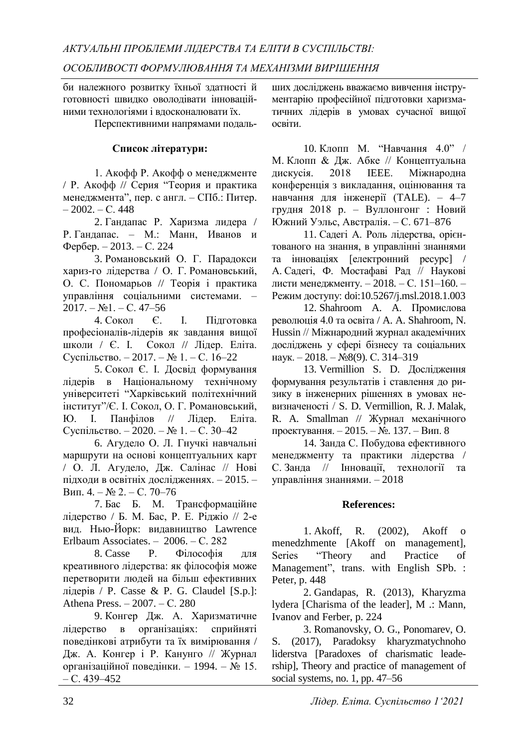би належного розвитку їхньої здатності й готовності швидко оволодівати інноваційними технологіями і вдосконалювати їх.

Перспективними напрямами подальших досліджень вважаємо вивчення інструментарію професійної підготовки харизматичних лідерів в умовах сучасної вищої освіти.

**Список літератури:**

1. Акофф Р. Акофф о менеджменте / Р. Акофф // Серия "Теория и практика менеджмента", пер. с англ. – СПб.: Питер. – 2002. – С. 448
2. Гандапас Р. Харизма лидера / Р. Гандапас. – М.: Манн, Иванов и Фербер. – 2013. – С. 224
3. Романовський О. Г. Парадокси хариз-го лідерства / О. Г. Романовський, О. С. Пономарьов // Теорія і практика управління соціальними системами. – 2017. – №1. – С. 47–56
4. Сокол Є. І. Підготовка професіоналів-лідерів як завдання вищої школи / Є. І. Сокол // Лідер. Еліта. Суспільство. – 2017. – № 1. – С. 16–22
5. Сокол Є. І. Досвід формування лідерів в Національному технічному університеті "Харківський політехнічний інститут"/Є. І. Сокол, О. Г. Романовський, Ю. І. Панфілов // Лідер. Еліта. Суспільство. – 2020. – № 1. – С. 30–42
6. Агудело О. Л. Гнучкі навчальні маршрути на основі концептуальних карт / О. Л. Агудело, Дж. Салінас // Нові підходи в освітніх дослідженнях. – 2015. – Вип. 4. – № 2. – С. 70–76
7. Бас Б. М. Трансформаційне лідерство / Б. М. Бас, Р. Е. Ріджіо // 2-е вид. Нью-Йорк: видавництво Lawrence Erlbaum Associates. – 2006. – С. 282
8. Casse P. Філософія для креативного лідерства: як філософія може перетворити людей на більш ефективних лідерів / P. Casse & P. G. Claudel [S.p.]: Athena Press. – 2007. – С. 280
9. Конгер Дж. А. Харизматичне лідерство в організаціях: сприйняті поведінкові атрибути та їх вимірювання / Дж. А. Конгер і Р. Канунго // Журнал організаційної поведінки. – 1994. – № 15. – С. 439–452
10. Клопп М. "Навчання 4.0" / М. Клопп & Дж. Абке // Концептуальна дискусія. 2018 IEEE. Міжнародна конференція з викладання, оцінювання та навчання для інженерії (TALE). – 4–7 грудня 2018 р. – Вуллонгонг : Новий Южний Уэльс, Австралія. – С. 671–876
11. Садегі А. Роль лідерства, орієнтованого на знання, в управлінні знаннями та інноваціях [електронний ресурс] / А. Садегі, Ф. Мостафаві Рад // Наукові листи менеджменту. – 2018. – С. 151–160. – Режим доступу: doi:10.5267/j.msl.2018.1.003
12. Shahroom A. A. Промислова революція 4.0 та освіта / A. A. Shahroom, N. Hussin // Міжнародний журнал академічних досліджень у сфері бізнесу та соціальних наук. – 2018. – №8(9). С. 314–319
13. Vermillion S. D. Дослідження формування результатів і ставлення до ризику в інженерних рішеннях в умовах невизначеності / S. D. Vermillion, R. J. Malak, R. A. Smallman // Журнал механічного проектування. – 2015. – №. 137. – Вип. 8
14. Занда С. Побудова ефективного менеджменту та практики лідерства / С. Занда // Інновації, технології та управління знаннями. – 2018

**References:**

1. Akoff, R. (2002), Akoff o menedzhmente [Akoff on management], Series "Theory and Practice of Management", trans. with English SPb. : Peter, p. 448
2. Gandapas, R. (2013), Kharyzma lydera [Charisma of the leader], M .: Mann, Ivanov and Ferber, p. 224
3. Romanovsky, O. G., Ponomarev, O. S. (2017), Paradoksy kharyzmatychnoho liderstva [Paradoxes of charismatic leadership], Theory and practice of management of social systems, no. 1, pp. 47–56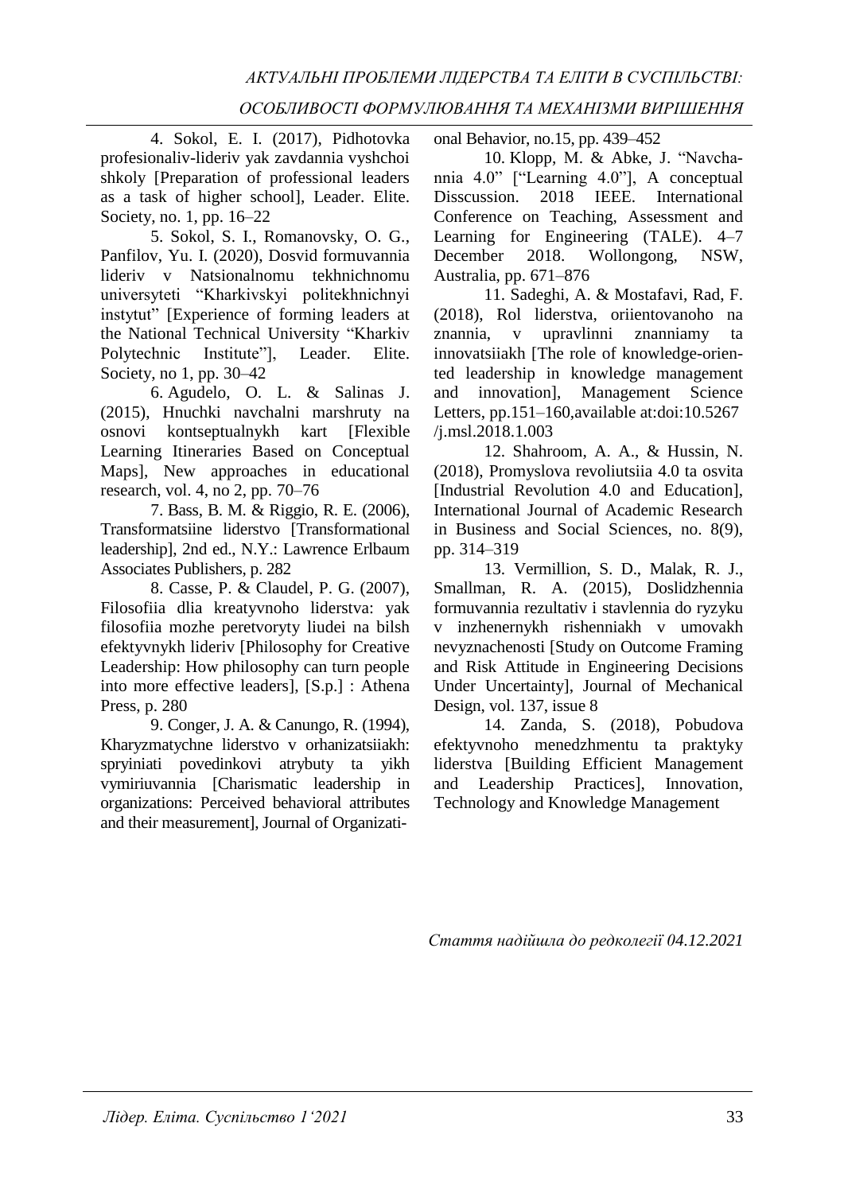4. Sokol, E. I. (2017), Pidhotovka profesionaliv-lideriv yak zavdannia vyshchoi shkoly [Preparation of professional leaders as a task of higher school], Leader. Elite. Society, no. 1, pp. 16–22

5. Sokol, S. I., Romanovsky, O. G., Panfilov, Yu. I. (2020), Dosvid formuvannia lideriv v Natsionalnomu tekhnichnomu universyteti "Kharkivskyi politekhnichnyi instytut" [Experience of forming leaders at the National Technical University "Kharkiv Polytechnic Institute"], Leader. Elite. Society, no 1, pp. 30–42

6. Agudelo, O. L. & Salinas J. (2015), Hnuchki navchalni marshruty na osnovi kontseptualnykh kart [Flexible Learning Itineraries Based on Conceptual Maps], New approaches in educational research, vol. 4, no 2, pp. 70–76

7. Bass, B. M. & Riggio, R. E. (2006), Transformatsiine liderstvo [Transformational leadership], 2nd ed., N.Y.: Lawrence Erlbaum Associates Publishers, p. 282

8. Casse, P. & Claudel, P. G. (2007), Filosofiia dlia kreatyvnoho liderstva: yak filosofiia mozhe peretvoryty liudei na bilsh efektyvnykh lideriv [Philosophy for Creative Leadership: How philosophy can turn people into more effective leaders], [S.p.] : Athena Press, p. 280

9. Conger, J. A. & Canungo, R. (1994), Kharyzmatychne liderstvo v orhanizatsiiakh: spryiniati povedinkovi atrybuty ta yikh vymiriuvannia [Charismatic leadership in organizations: Perceived behavioral attributes and their measurement], Journal of Organizational Behavior, no.15, pp. 439–452

10. Klopp, M. & Abke, J. "Navchannia 4.0" ["Learning 4.0"], A conceptual Disscussion. 2018 IEEE. International Conference on Teaching, Assessment and Learning for Engineering (TALE). 4–7 December 2018. Wollongong, NSW, Australia, pp. 671–876

11. Sadeghi, A. & Mostafavi, Rad, F. (2018), Rol liderstva, oriientovanoho na znannia, v upravlinni znanniamy ta innovatsiiakh [The role of knowledge-oriented leadership in knowledge management and innovation], Management Science Letters, pp.151–160,available at:doi:10.5267/j.msl.2018.1.003

12. Shahroom, A. A., & Hussin, N. (2018), Promyslova revoliutsiia 4.0 ta osvita [Industrial Revolution 4.0 and Education], International Journal of Academic Research in Business and Social Sciences, no. 8(9), pp. 314–319

13. Vermillion, S. D., Malak, R. J., Smallman, R. A. (2015), Doslidzhennia formuvannia rezultativ i stavlennia do ryzyku v inzhenernykh rishenniakh v umovakh nevyznachenosti [Study on Outcome Framing and Risk Attitude in Engineering Decisions Under Uncertainty], Journal of Mechanical Design, vol. 137, issue 8

14. Zanda, S. (2018), Pobudova efektyvnoho menedzhmentu ta praktyky liderstva [Building Efficient Management and Leadership Practices], Innovation, Technology and Knowledge Management

*Стаття надійшла до редколегії 04.12.2021*